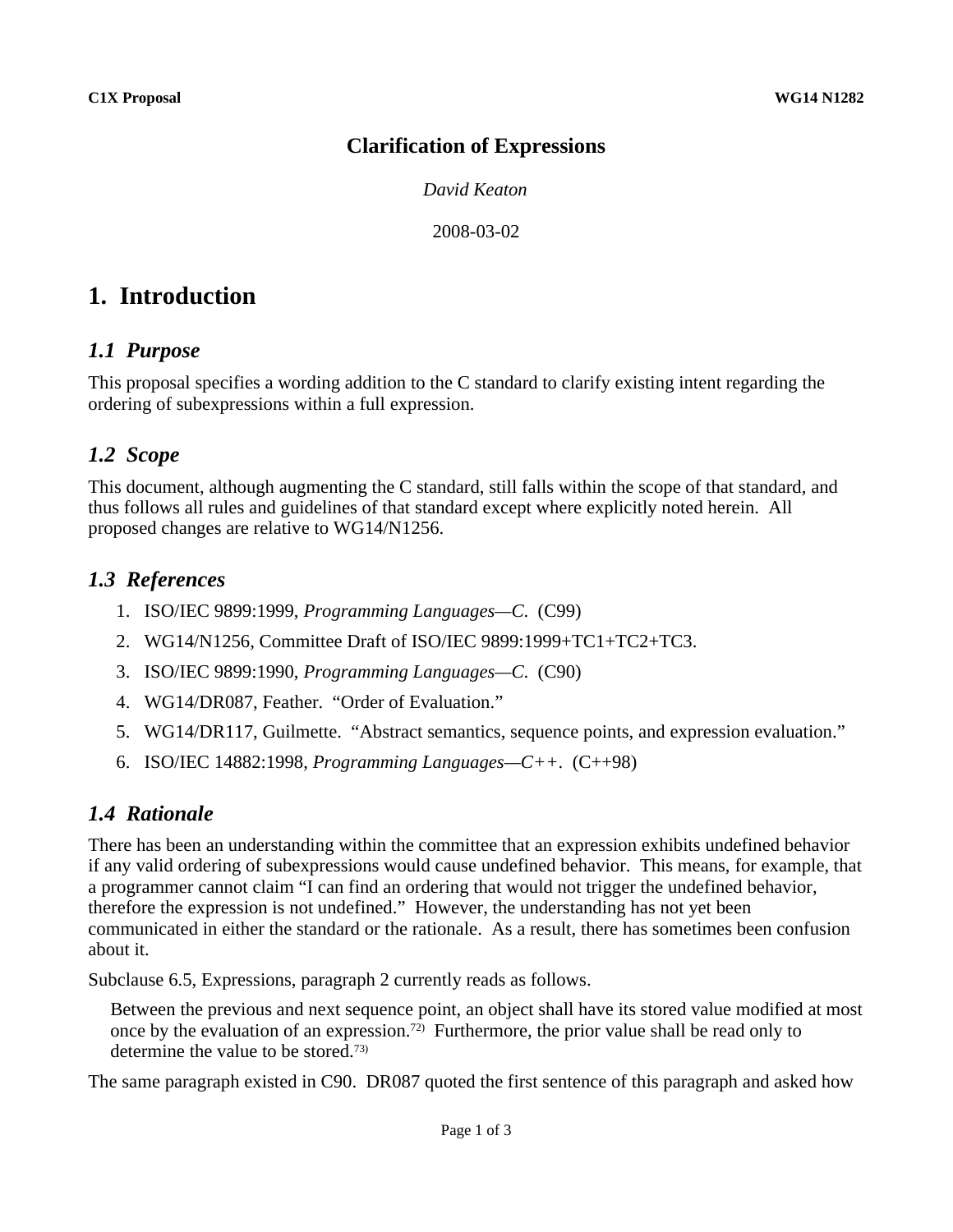C1X Proposal WG14 N1282

# Clarification of Expressions

*David Keaton*

2008-03-02

# 1. Introduction

## *1.1 Purpose*

This proposal specifies a wording addition to the C standard to clarify existing intent regarding the ordering of subexpressions within a full expression.

## *1.2 Scope*

This document, although augmenting the C standard, still falls within the scope of that standard, and thus follows all rules and guidelines of that standard except where explicitly noted herein. All proposed changes are relative to WG14/N1256.

## *1.3 References*

1. ISO/IEC 9899:1999, *Programming Languages—C*. (C99)
2. WG14/N1256, Committee Draft of ISO/IEC 9899:1999+TC1+TC2+TC3.
3. ISO/IEC 9899:1990, *Programming Languages—C*. (C90)
4. WG14/DR087, Feather. "Order of Evaluation."
5. WG14/DR117, Guilmette. "Abstract semantics, sequence points, and expression evaluation."
6. ISO/IEC 14882:1998, *Programming Languages—C++*. (C++98)

## *1.4 Rationale*

There has been an understanding within the committee that an expression exhibits undefined behavior if any valid ordering of subexpressions would cause undefined behavior. This means, for example, that a programmer cannot claim "I can find an ordering that would not trigger the undefined behavior, therefore the expression is not undefined." However, the understanding has not yet been communicated in either the standard or the rationale. As a result, there has sometimes been confusion about it.

Subclause 6.5, Expressions, paragraph 2 currently reads as follows.

> Between the previous and next sequence point, an object shall have its stored value modified at most once by the evaluation of an expression.[72] Furthermore, the prior value shall be read only to determine the value to be stored.[73]

The same paragraph existed in C90. DR087 quoted the first sentence of this paragraph and asked how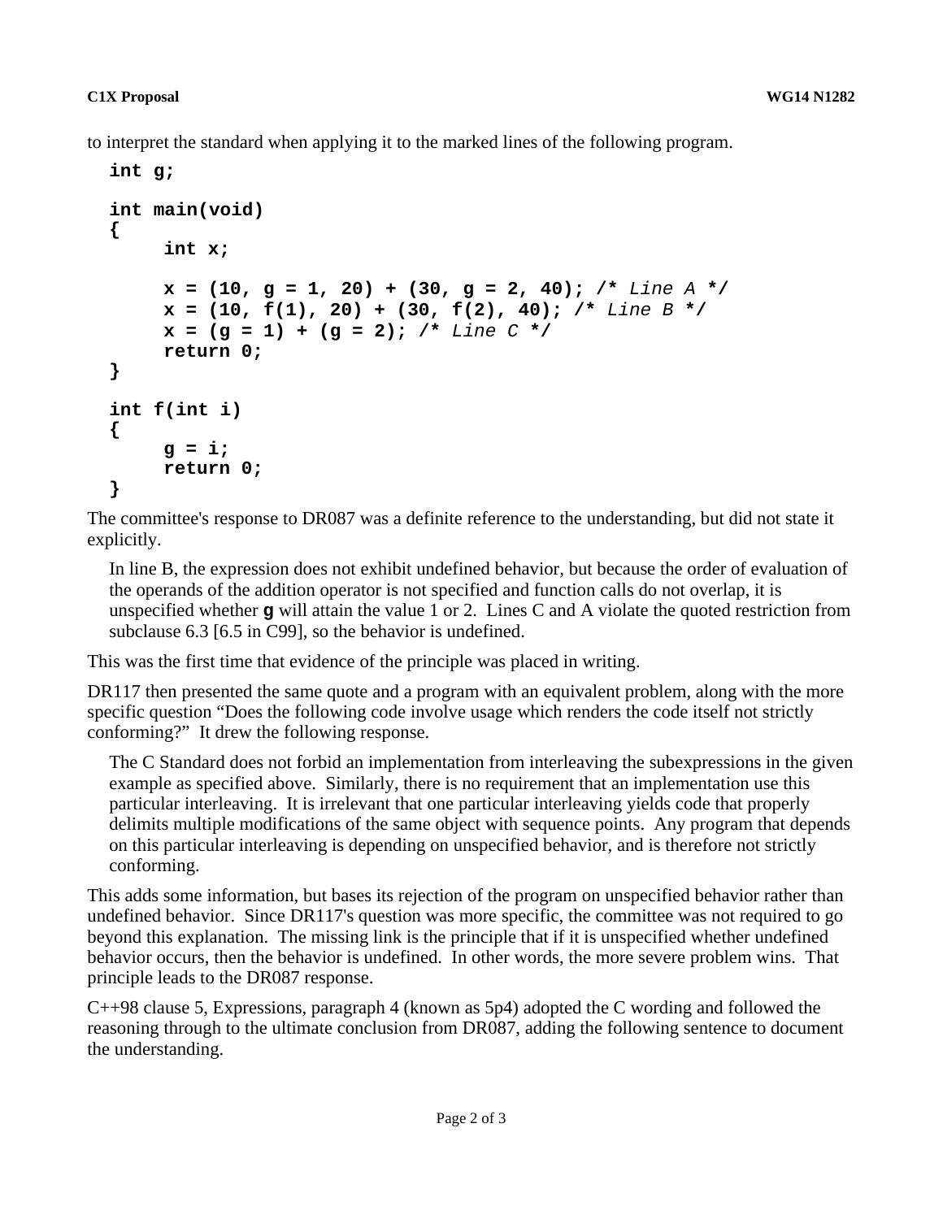to interpret the standard when applying it to the marked lines of the following program.

```
int g;

int main(void)
{
     int x;

     x = (10, g = 1, 20) + (30, g = 2, 40); /* Line A */
     x = (10, f(1), 20) + (30, f(2), 40); /* Line B */
     x = (g = 1) + (g = 2); /* Line C */
     return 0;
}

int f(int i)
{
     g = i;
     return 0;
}
```

The committee's response to DR087 was a definite reference to the understanding, but did not state it explicitly.

> In line B, the expression does not exhibit undefined behavior, but because the order of evaluation of the operands of the addition operator is not specified and function calls do not overlap, it is unspecified whether **g** will attain the value 1 or 2. Lines C and A violate the quoted restriction from subclause 6.3 [6.5 in C99], so the behavior is undefined.

This was the first time that evidence of the principle was placed in writing.

DR117 then presented the same quote and a program with an equivalent problem, along with the more specific question "Does the following code involve usage which renders the code itself not strictly conforming?" It drew the following response.

> The C Standard does not forbid an implementation from interleaving the subexpressions in the given example as specified above. Similarly, there is no requirement that an implementation use this particular interleaving. It is irrelevant that one particular interleaving yields code that properly delimits multiple modifications of the same object with sequence points. Any program that depends on this particular interleaving is depending on unspecified behavior, and is therefore not strictly conforming.

This adds some information, but bases its rejection of the program on unspecified behavior rather than undefined behavior. Since DR117's question was more specific, the committee was not required to go beyond this explanation. The missing link is the principle that if it is unspecified whether undefined behavior occurs, then the behavior is undefined. In other words, the more severe problem wins. That principle leads to the DR087 response.

C++98 clause 5, Expressions, paragraph 4 (known as 5p4) adopted the C wording and followed the reasoning through to the ultimate conclusion from DR087, adding the following sentence to document the understanding.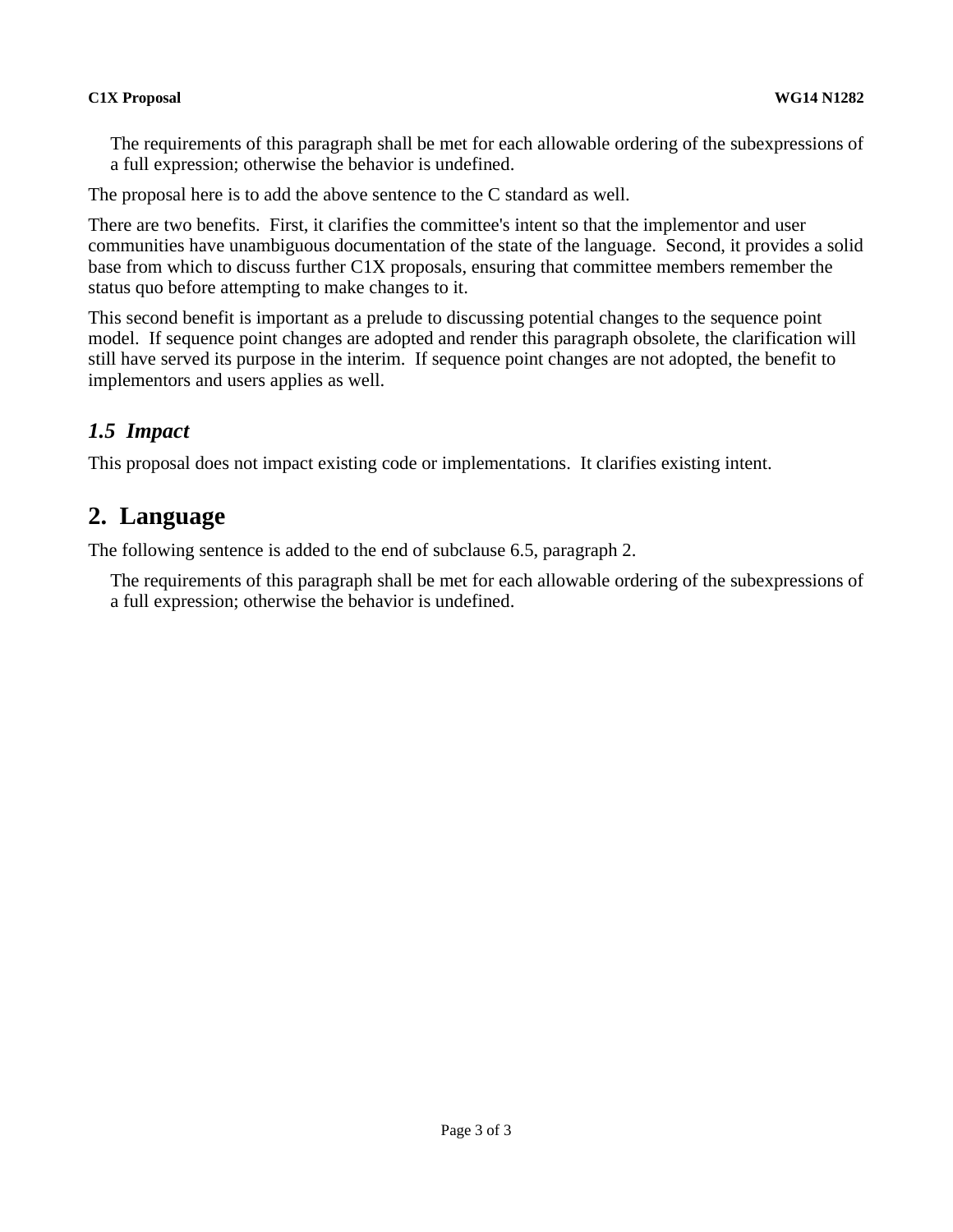> The requirements of this paragraph shall be met for each allowable ordering of the subexpressions of a full expression; otherwise the behavior is undefined.

The proposal here is to add the above sentence to the C standard as well.

There are two benefits. First, it clarifies the committee's intent so that the implementor and user communities have unambiguous documentation of the state of the language. Second, it provides a solid base from which to discuss further C1X proposals, ensuring that committee members remember the status quo before attempting to make changes to it.

This second benefit is important as a prelude to discussing potential changes to the sequence point model. If sequence point changes are adopted and render this paragraph obsolete, the clarification will still have served its purpose in the interim. If sequence point changes are not adopted, the benefit to implementors and users applies as well.

### *1.5 Impact*

This proposal does not impact existing code or implementations. It clarifies existing intent.

## 2. Language

The following sentence is added to the end of subclause 6.5, paragraph 2.

> The requirements of this paragraph shall be met for each allowable ordering of the subexpressions of a full expression; otherwise the behavior is undefined.